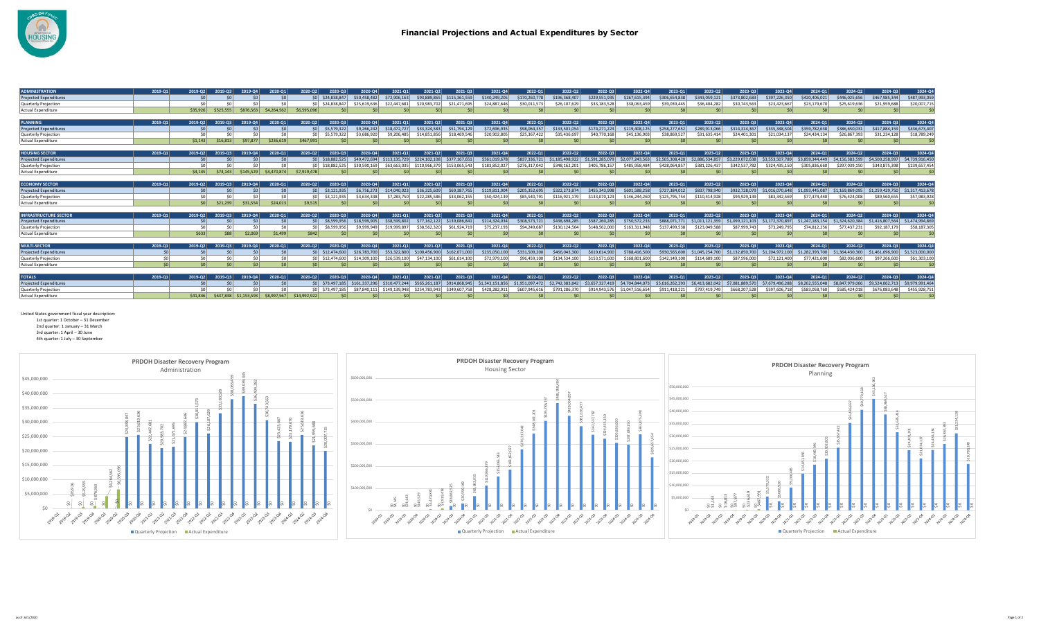# Financial Projections and Actual Expenditures by Sector

| ADMINISTRATION | 2019-Q1 | 2019-Q2 | 2019-Q3 | 2019-Q4 | 2020-Q1 | 2020-Q2 | 2020-Q3 | 2020-Q4 | 2021-Q1 | 2021-Q2 | 2021-Q3 | 2021-Q4 | 2022-Q1 | 2022-Q2 | 2022-Q3 | 2022-Q4 | 2023-Q1 | 2023-Q2 | 2023-Q3 | 2023-Q4 | 2024-Q1 | 2024-Q2 | 2024-Q3 | 2024-Q4 |
|---|---|---|---|---|---|---|---|---|---|---|---|---|---|---|---|---|---|---|---|---|---|---|---|---|
| Projected Expenditures | | $0 | $0 | $0 | $0 | $0 | $24,838,847 | $50,458,482 | $72,906,163 | $93,889,865 | $115,361,559 | $140,249,205 | $170,260,778 | $196,368,407 | $229,551,935 | $267,615,394 | $306,654,838 | $343,059,121 | $373,802,683 | $397,226,350 | $420,406,021 | $446,025,656 | $467,985,344 | $487,993,059 |
| Quarterly Projection | | $0 | $0 | $0 | $0 | $0 | $24,838,847 | $25,619,636 | $22,447,681 | $20,983,702 | $21,471,695 | $24,887,646 | $30,011,573 | $26,107,629 | $33,183,528 | $38,063,459 | $39,039,445 | $36,404,282 | $30,743,563 | $23,423,667 | $23,179,670 | $25,619,636 | $21,959,688 | $20,007,715 |
| Actual Expenditure | | $35,926 | $525,555 | $876,563 | $4,264,562 | $6,595,096 | $0 | $0 | $0 | $0 | $0 | $0 | $0 | $0 | $0 | $0 | $0 | $0 | $0 | $0 | $0 | $0 | $0 | $0 |

| PLANNING | 2019-Q1 | 2019-Q2 | 2019-Q3 | 2019-Q4 | 2020-Q1 | 2020-Q2 | 2020-Q3 | 2020-Q4 | 2021-Q1 | 2021-Q2 | 2021-Q3 | 2021-Q4 | 2022-Q1 | 2022-Q2 | 2022-Q3 | 2022-Q4 | 2023-Q1 | 2023-Q2 | 2023-Q3 | 2023-Q4 | 2024-Q1 | 2024-Q2 | 2024-Q3 | 2024-Q4 |
|---|---|---|---|---|---|---|---|---|---|---|---|---|---|---|---|---|---|---|---|---|---|---|---|---|
| Projected Expenditures | | $0 | $0 | $0 | $0 | $0 | $5,579,322 | $9,266,242 | $18,472,727 | $33,324,583 | $51,794,129 | $72,696,935 | $98,064,357 | $133,501,054 | $174,271,223 | $219,408,125 | $258,277,652 | $289,913,066 | $314,314,367 | $335,348,504 | $359,782,638 | $386,650,031 | $417,884,159 | $436,673,407 |
| Quarterly Projection | | $0 | $0 | $0 | $0 | $0 | $5,579,322 | $3,686,920 | $9,206,485 | $14,851,856 | $18,469,546 | $20,902,805 | $25,367,422 | $35,436,697 | $40,770,168 | $45,136,903 | $38,869,527 | $31,635,414 | $24,401,301 | $21,034,137 | $24,434,134 | $26,867,393 | $31,234,128 | $18,789,249 |
| Actual Expenditure | | $1,143 | $16,813 | $97,877 | $236,619 | $467,991 | $0 | $0 | $0 | $0 | $0 | $0 | $0 | $0 | $0 | $0 | $0 | $0 | $0 | $0 | $0 | $0 | $0 | $0 |

| HOUSING SECTOR | 2019-Q1 | 2019-Q2 | 2019-Q3 | 2019-Q4 | 2020-Q1 | 2020-Q2 | 2020-Q3 | 2020-Q4 | 2021-Q1 | 2021-Q2 | 2021-Q3 | 2021-Q4 | 2022-Q1 | 2022-Q2 | 2022-Q3 | 2022-Q4 | 2023-Q1 | 2023-Q2 | 2023-Q3 | 2023-Q4 | 2024-Q1 | 2024-Q2 | 2024-Q3 | 2024-Q4 |
|---|---|---|---|---|---|---|---|---|---|---|---|---|---|---|---|---|---|---|---|---|---|---|---|---|
| Projected Expenditures | | $0 | $0 | $0 | $0 | $0 | $18,882,525 | $49,472,694 | $113,135,729 | $224,102,108 | $377,167,651 | $561,019,678 | $837,336,721 | $1,185,498,922 | $1,591,285,079 | $2,077,243,563 | $2,505,308,420 | $2,886,534,857 | $3,229,072,638 | $3,553,507,789 | $3,859,344,449 | $4,156,383,599 | $4,500,258,997 | $4,739,916,450 |
| Quarterly Projection | | $0 | $0 | $0 | $0 | $0 | $18,882,525 | $30,590,169 | $63,663,035 | $110,966,379 | $153,065,543 | $183,852,027 | $276,317,042 | $348,162,201 | $405,786,157 | $485,958,484 | $428,064,857 | $381,226,437 | $342,537,782 | $324,435,150 | $305,836,660 | $297,039,150 | $343,875,398 | $239,657,454 |
| Actual Expenditure | | $4,145 | $74,343 | $145,529 | $4,470,874 | $7,919,478 | $0 | $0 | $0 | $0 | $0 | $0 | $0 | $0 | $0 | $0 | $0 | $0 | $0 | $0 | $0 | $0 | $0 | $0 |

| ECONOMY SECTOR | 2019-Q1 | 2019-Q2 | 2019-Q3 | 2019-Q4 | 2020-Q1 | 2020-Q2 | 2020-Q3 | 2020-Q4 | 2021-Q1 | 2021-Q2 | 2021-Q3 | 2021-Q4 | 2022-Q1 | 2022-Q2 | 2022-Q3 | 2022-Q4 | 2023-Q1 | 2023-Q2 | 2023-Q3 | 2023-Q4 | 2024-Q1 | 2024-Q2 | 2024-Q3 | 2024-Q4 |
|---|---|---|---|---|---|---|---|---|---|---|---|---|---|---|---|---|---|---|---|---|---|---|---|---|
| Projected Expenditures | | $0 | $0 | $0 | $0 | $0 | $3,121,935 | $6,756,273 | $14,040,023 | $36,325,609 | $69,387,765 | $119,811,904 | $205,352,695 | $322,273,874 | $455,343,998 | $601,588,258 | $727,384,012 | $837,798,940 | $932,728,079 | $1,016,070,648 | $1,093,445,087 | $1,169,869,095 | $1,259,429,750 | $1,317,413,678 |
| Quarterly Projection | | $0 | $0 | $0 | $0 | $0 | $3,121,935 | $3,634,338 | $7,283,750 | $22,285,586 | $33,062,155 | $50,424,139 | $85,540,791 | $116,921,179 | $133,070,123 | $146,244,260 | $125,795,754 | $110,414,928 | $94,929,139 | $83,342,569 | $77,374,440 | $76,424,008 | $89,560,655 | $57,983,928 |
| Actual Expenditure | | $0 | $21,239 | $31,554 | $24,013 | $9,515 | $0 | $0 | $0 | $0 | $0 | $0 | $0 | $0 | $0 | $0 | $0 | $0 | $0 | $0 | $0 | $0 | $0 | $0 |

| INFRASTRUCTURE SECTOR | 2019-Q1 | 2019-Q2 | 2019-Q3 | 2019-Q4 | 2020-Q1 | 2020-Q2 | 2020-Q3 | 2020-Q4 | 2021-Q1 | 2021-Q2 | 2021-Q3 | 2021-Q4 | 2022-Q1 | 2022-Q2 | 2022-Q3 | 2022-Q4 | 2023-Q1 | 2023-Q2 | 2023-Q3 | 2023-Q4 | 2024-Q1 | 2024-Q2 | 2024-Q3 | 2024-Q4 |
|---|---|---|---|---|---|---|---|---|---|---|---|---|---|---|---|---|---|---|---|---|---|---|---|---|
| Projected Expenditures | | $0 | $0 | $0 | $0 | $0 | $8,599,956 | $18,599,905 | $38,599,802 | $77,162,122 | $139,086,841 | $214,324,034 | $308,573,721 | $438,698,285 | $587,260,285 | $750,572,233 | $888,071,771 | $1,011,121,359 | $1,099,121,103 | $1,172,370,897 | $1,247,183,154 | $1,324,620,384 | $1,416,807,564 | $1,474,994,869 |
| Quarterly Projection | | $0 | $0 | $0 | $0 | $0 | $8,599,956 | $9,999,949 | $19,999,897 | $38,562,320 | $61,924,719 | $75,237,193 | $94,249,687 | $130,124,564 | $148,562,000 | $163,311,948 | $137,499,538 | $123,049,588 | $87,999,743 | $73,249,795 | $74,812,256 | $77,437,231 | $92,187,179 | $58,187,305 |
| Actual Expenditure | | $633 | $88 | $2,069 | $1,499 | $842 | $0 | $0 | $0 | $0 | $0 | $0 | $0 | $0 | $0 | $0 | $0 | $0 | $0 | $0 | $0 | $0 | $0 | $0 |

| MULTI-SECTOR | 2019-Q1 | 2019-Q2 | 2019-Q3 | 2019-Q4 | 2020-Q1 | 2020-Q2 | 2020-Q3 | 2020-Q4 | 2021-Q1 | 2021-Q2 | 2021-Q3 | 2021-Q4 | 2022-Q1 | 2022-Q2 | 2022-Q3 | 2022-Q4 | 2023-Q1 | 2023-Q2 | 2023-Q3 | 2023-Q4 | 2024-Q1 | 2024-Q2 | 2024-Q3 | 2024-Q4 |
|---|---|---|---|---|---|---|---|---|---|---|---|---|---|---|---|---|---|---|---|---|---|---|---|---|
| Projected Expenditures | $0 | $0 | $0 | $0 | $0 | $0 | $12,474,600 | $26,783,700 | $53,322,800 | $100,456,900 | $162,071,000 | $235,050,100 | $331,509,200 | $466,043,300 | $619,614,900 | $788,416,500 | $930,565,600 | $1,045,254,700 | $1,132,850,700 | $1,204,972,100 | $1,282,393,700 | $1,364,430,300 | $1,461,696,900 | $1,523,000,000 |
| Quarterly Projection | $0 | $0 | $0 | $0 | $0 | $0 | $12,474,600 | $14,309,100 | $26,539,100 | $47,134,100 | $61,614,100 | $72,979,100 | $96,459,100 | $134,534,100 | $153,571,600 | $168,801,600 | $142,149,100 | $114,689,100 | $87,596,000 | $72,121,400 | $77,421,600 | $82,036,600 | $97,266,600 | $61,303,100 |
| Actual Expenditure | $0 | $0 | $0 | $0 | $0 | $0 | $0 | $0 | $0 | $0 | $0 | $0 | $0 | $0 | $0 | $0 | $0 | $0 | $0 | $0 | $0 | $0 | $0 | $0 |

| TOTALS | 2019-Q1 | 2019-Q2 | 2019-Q3 | 2019-Q4 | 2020-Q1 | 2020-Q2 | 2020-Q3 | 2020-Q4 | 2021-Q1 | 2021-Q2 | 2021-Q3 | 2021-Q4 | 2022-Q1 | 2022-Q2 | 2022-Q3 | 2022-Q4 | 2023-Q1 | 2023-Q2 | 2023-Q3 | 2023-Q4 | 2024-Q1 | 2024-Q2 | 2024-Q3 | 2024-Q4 |
|---|---|---|---|---|---|---|---|---|---|---|---|---|---|---|---|---|---|---|---|---|---|---|---|---|
| Projected Expenditures | | $0 | $0 | $0 | $0 | $0 | $73,497,185 | $161,337,296 | $310,477,244 | $565,261,187 | $914,868,945 | $1,343,151,856 | $1,951,097,472 | $2,742,383,842 | $3,657,327,419 | $4,704,844,073 | $5,616,262,293 | $6,413,682,042 | $7,081,889,570 | $7,679,496,288 | $8,262,555,048 | $8,847,979,066 | $9,524,062,713 | $9,979,991,464 |
| Quarterly Projection | | $0 | $0 | $0 | $0 | $0 | $73,497,185 | $87,840,111 | $149,139,948 | $254,783,943 | $349,607,758 | $428,282,911 | $607,945,616 | $791,286,370 | $914,943,576 | $1,047,516,654 | $911,418,221 | $797,419,749 | $668,207,528 | $597,606,718 | $583,058,760 | $585,424,018 | $676,083,648 | $455,928,751 |
| Actual Expenditure | | $41,846 | $637,838 | $1,153,593 | $8,997,567 | $14,992,922 | $0 | $0 | $0 | $0 | $0 | $0 | $0 | $0 | $0 | $0 | $0 | $0 | $0 | $0 | $0 | $0 | $0 | $0 |

United States government fiscal year description:

1st quarter: 1 October – 31 December

2nd quarter: 1 January – 31 March

3rd quarter: 1 April – 30 June

4th quarter: 1 July – 30 September

**PRDOH Disaster Recovery Program** – Administration

**PRDOH Disaster Recovery Program** – Housing Sector

**PRDOH Disaster Recovery Program** – Planning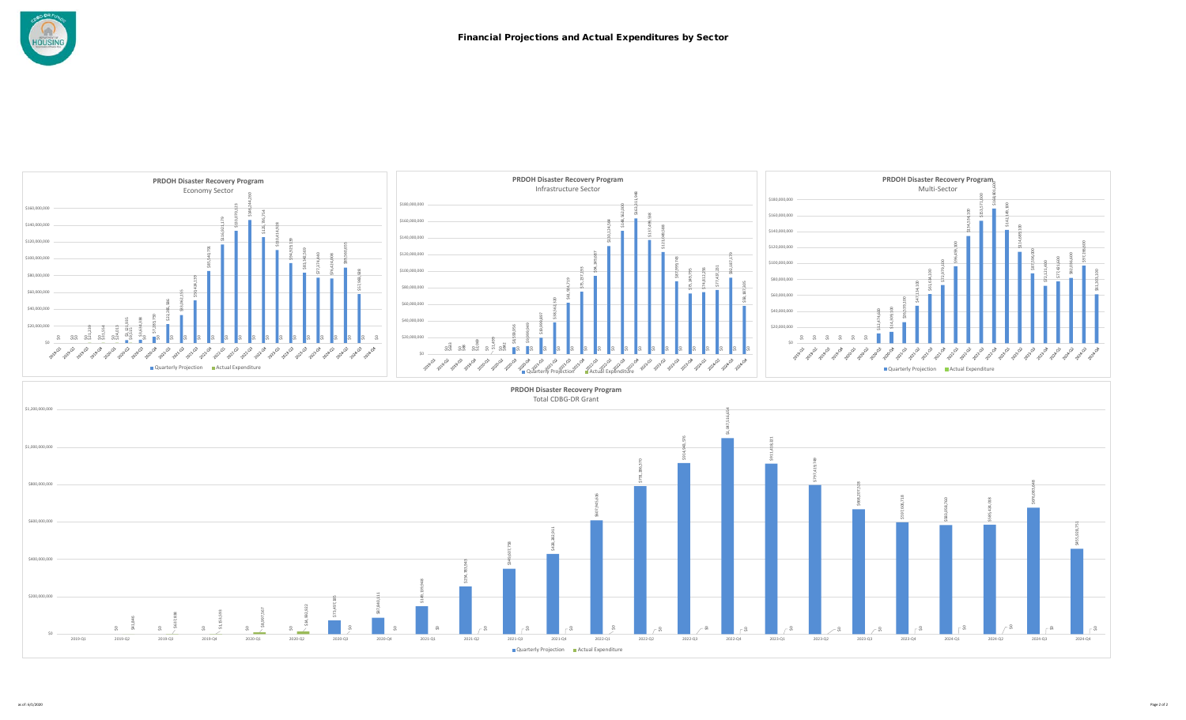# Financial Projections and Actual Expenditures by Sector

## PRDOH Disaster Recovery Program
Economy Sector

Quarterly Projection
Actual Expenditure

## PRDOH Disaster Recovery Program
Infrastructure Sector

Quarterly Projection
Actual Expenditure

## PRDOH Disaster Recovery Program
Multi-Sector

Quarterly Projection
Actual Expenditure

## PRDOH Disaster Recovery Program
Total CDBG-DR Grant

Quarterly Projection
Actual Expenditure

as of: 6/1/2020